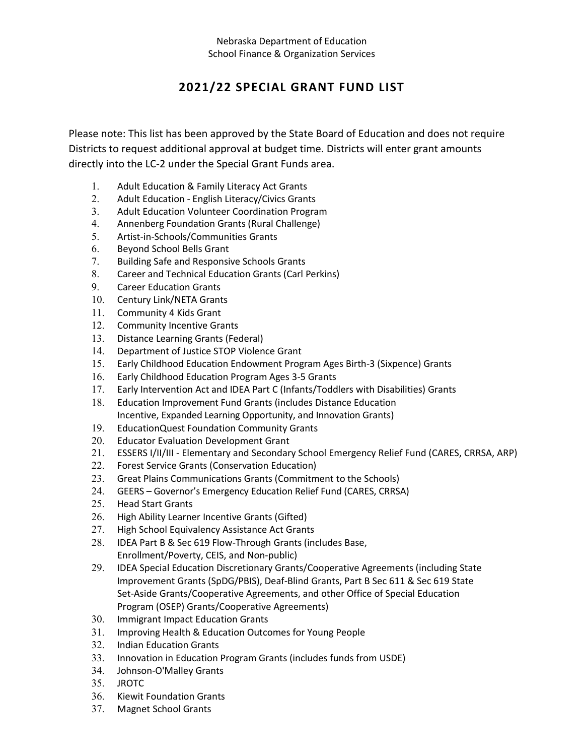Nebraska Department of Education
School Finance & Organization Services

# 2021/22 SPECIAL GRANT FUND LIST

Please note: This list has been approved by the State Board of Education and does not require Districts to request additional approval at budget time. Districts will enter grant amounts directly into the LC-2 under the Special Grant Funds area.

1. Adult Education & Family Literacy Act Grants
2. Adult Education - English Literacy/Civics Grants
3. Adult Education Volunteer Coordination Program
4. Annenberg Foundation Grants (Rural Challenge)
5. Artist-in-Schools/Communities Grants
6. Beyond School Bells Grant
7. Building Safe and Responsive Schools Grants
8. Career and Technical Education Grants (Carl Perkins)
9. Career Education Grants
10. Century Link/NETA Grants
11. Community 4 Kids Grant
12. Community Incentive Grants
13. Distance Learning Grants (Federal)
14. Department of Justice STOP Violence Grant
15. Early Childhood Education Endowment Program Ages Birth-3 (Sixpence) Grants
16. Early Childhood Education Program Ages 3-5 Grants
17. Early Intervention Act and IDEA Part C (Infants/Toddlers with Disabilities) Grants
18. Education Improvement Fund Grants (includes Distance Education Incentive, Expanded Learning Opportunity, and Innovation Grants)
19. EducationQuest Foundation Community Grants
20. Educator Evaluation Development Grant
21. ESSERS I/II/III - Elementary and Secondary School Emergency Relief Fund (CARES, CRRSA, ARP)
22. Forest Service Grants (Conservation Education)
23. Great Plains Communications Grants (Commitment to the Schools)
24. GEERS – Governor's Emergency Education Relief Fund (CARES, CRRSA)
25. Head Start Grants
26. High Ability Learner Incentive Grants (Gifted)
27. High School Equivalency Assistance Act Grants
28. IDEA Part B & Sec 619 Flow-Through Grants (includes Base, Enrollment/Poverty, CEIS, and Non-public)
29. IDEA Special Education Discretionary Grants/Cooperative Agreements (including State Improvement Grants (SpDG/PBIS), Deaf-Blind Grants, Part B Sec 611 & Sec 619 State Set-Aside Grants/Cooperative Agreements, and other Office of Special Education Program (OSEP) Grants/Cooperative Agreements)
30. Immigrant Impact Education Grants
31. Improving Health & Education Outcomes for Young People
32. Indian Education Grants
33. Innovation in Education Program Grants (includes funds from USDE)
34. Johnson-O'Malley Grants
35. JROTC
36. Kiewit Foundation Grants
37. Magnet School Grants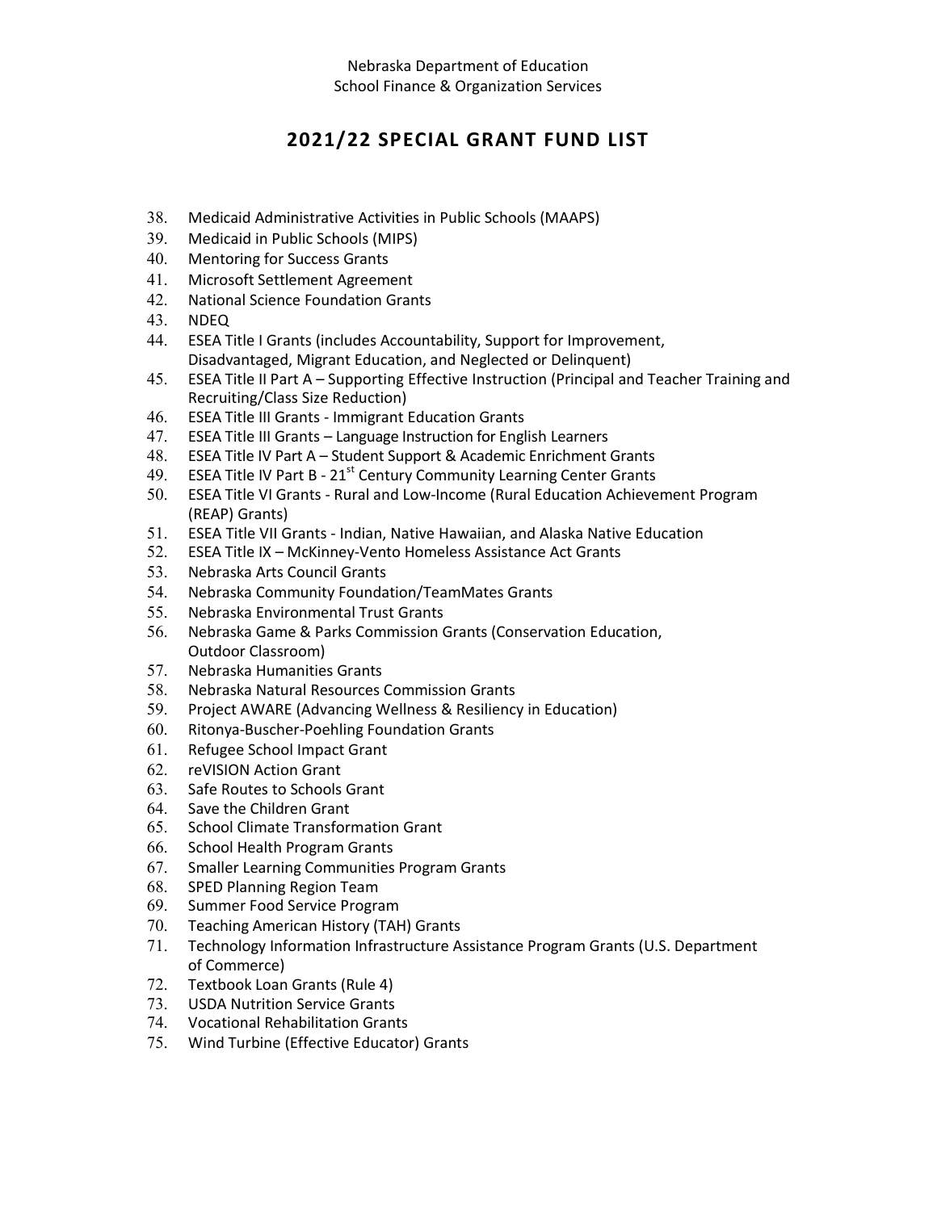Nebraska Department of Education
School Finance & Organization Services

# 2021/22 SPECIAL GRANT FUND LIST

38. Medicaid Administrative Activities in Public Schools (MAAPS)
39. Medicaid in Public Schools (MIPS)
40. Mentoring for Success Grants
41. Microsoft Settlement Agreement
42. National Science Foundation Grants
43. NDEQ
44. ESEA Title I Grants (includes Accountability, Support for Improvement, Disadvantaged, Migrant Education, and Neglected or Delinquent)
45. ESEA Title II Part A – Supporting Effective Instruction (Principal and Teacher Training and Recruiting/Class Size Reduction)
46. ESEA Title III Grants - Immigrant Education Grants
47. ESEA Title III Grants – Language Instruction for English Learners
48. ESEA Title IV Part A – Student Support & Academic Enrichment Grants
49. ESEA Title IV Part B - 21st Century Community Learning Center Grants
50. ESEA Title VI Grants - Rural and Low-Income (Rural Education Achievement Program (REAP) Grants)
51. ESEA Title VII Grants - Indian, Native Hawaiian, and Alaska Native Education
52. ESEA Title IX – McKinney-Vento Homeless Assistance Act Grants
53. Nebraska Arts Council Grants
54. Nebraska Community Foundation/TeamMates Grants
55. Nebraska Environmental Trust Grants
56. Nebraska Game & Parks Commission Grants (Conservation Education, Outdoor Classroom)
57. Nebraska Humanities Grants
58. Nebraska Natural Resources Commission Grants
59. Project AWARE (Advancing Wellness & Resiliency in Education)
60. Ritonya-Buscher-Poehling Foundation Grants
61. Refugee School Impact Grant
62. reVISION Action Grant
63. Safe Routes to Schools Grant
64. Save the Children Grant
65. School Climate Transformation Grant
66. School Health Program Grants
67. Smaller Learning Communities Program Grants
68. SPED Planning Region Team
69. Summer Food Service Program
70. Teaching American History (TAH) Grants
71. Technology Information Infrastructure Assistance Program Grants (U.S. Department of Commerce)
72. Textbook Loan Grants (Rule 4)
73. USDA Nutrition Service Grants
74. Vocational Rehabilitation Grants
75. Wind Turbine (Effective Educator) Grants